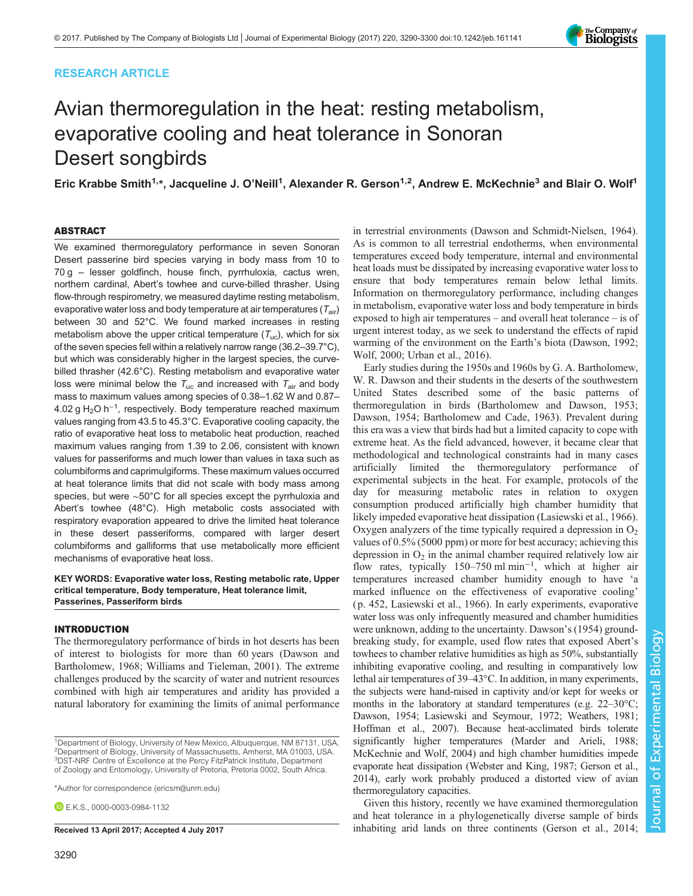RESEARCH ARTICLE

# Avian thermoregulation in the heat: resting metabolism, evaporative cooling and heat tolerance in Sonoran Desert songbirds

Eric Krabbe Smith[1,*], Jacqueline J. O'Neill[1], Alexander R. Gerson[1,2], Andrew E. McKechnie[3] and Blair O. Wolf[1]

## ABSTRACT

We examined thermoregulatory performance in seven Sonoran Desert passerine bird species varying in body mass from 10 to 70 g – lesser goldfinch, house finch, pyrrhuloxia, cactus wren, northern cardinal, Abert's towhee and curve-billed thrasher. Using flow-through respirometry, we measured daytime resting metabolism, evaporative water loss and body temperature at air temperatures ($T_{air}$) between 30 and 52°C. We found marked increases in resting metabolism above the upper critical temperature ($T_{uc}$), which for six of the seven species fell within a relatively narrow range (36.2–39.7°C), but which was considerably higher in the largest species, the curve-billed thrasher (42.6°C). Resting metabolism and evaporative water loss were minimal below the $T_{uc}$ and increased with $T_{air}$ and body mass to maximum values among species of 0.38–1.62 W and 0.87–4.02 g $H_2O$ $h^{-1}$, respectively. Body temperature reached maximum values ranging from 43.5 to 45.3°C. Evaporative cooling capacity, the ratio of evaporative heat loss to metabolic heat production, reached maximum values ranging from 1.39 to 2.06, consistent with known values for passeriforms and much lower than values in taxa such as columbiforms and caprimulgiforms. These maximum values occurred at heat tolerance limits that did not scale with body mass among species, but were ~50°C for all species except the pyrrhuloxia and Abert's towhee (48°C). High metabolic costs associated with respiratory evaporation appeared to drive the limited heat tolerance in these desert passeriforms, compared with larger desert columbiforms and galliforms that use metabolically more efficient mechanisms of evaporative heat loss.

**KEY WORDS: Evaporative water loss, Resting metabolic rate, Upper critical temperature, Body temperature, Heat tolerance limit, Passerines, Passeriform birds**

## INTRODUCTION

The thermoregulatory performance of birds in hot deserts has been of interest to biologists for more than 60 years (Dawson and Bartholomew, 1968; Williams and Tieleman, 2001). The extreme challenges produced by the scarcity of water and nutrient resources combined with high air temperatures and aridity has provided a natural laboratory for examining the limits of animal performance in terrestrial environments (Dawson and Schmidt-Nielsen, 1964). As is common to all terrestrial endotherms, when environmental temperatures exceed body temperature, internal and environmental heat loads must be dissipated by increasing evaporative water loss to ensure that body temperatures remain below lethal limits. Information on thermoregulatory performance, including changes in metabolism, evaporative water loss and body temperature in birds exposed to high air temperatures – and overall heat tolerance – is of urgent interest today, as we seek to understand the effects of rapid warming of the environment on the Earth's biota (Dawson, 1992; Wolf, 2000; Urban et al., 2016).

Early studies during the 1950s and 1960s by G. A. Bartholomew, W. R. Dawson and their students in the deserts of the southwestern United States described some of the basic patterns of thermoregulation in birds (Bartholomew and Dawson, 1953; Dawson, 1954; Bartholomew and Cade, 1963). Prevalent during this era was a view that birds had but a limited capacity to cope with extreme heat. As the field advanced, however, it became clear that methodological and technological constraints had in many cases artificially limited the thermoregulatory performance of experimental subjects in the heat. For example, protocols of the day for measuring metabolic rates in relation to oxygen consumption produced artificially high chamber humidity that likely impeded evaporative heat dissipation (Lasiewski et al., 1966). Oxygen analyzers of the time typically required a depression in $O_2$ values of 0.5% (5000 ppm) or more for best accuracy; achieving this depression in $O_2$ in the animal chamber required relatively low air flow rates, typically 150–750 ml $min^{-1}$, which at higher air temperatures increased chamber humidity enough to have 'a marked influence on the effectiveness of evaporative cooling' (p. 452, Lasiewski et al., 1966). In early experiments, evaporative water loss was only infrequently measured and chamber humidities were unknown, adding to the uncertainty. Dawson's (1954) ground-breaking study, for example, used flow rates that exposed Abert's towhees to chamber relative humidities as high as 50%, substantially inhibiting evaporative cooling, and resulting in comparatively low lethal air temperatures of 39–43°C. In addition, in many experiments, the subjects were hand-raised in captivity and/or kept for weeks or months in the laboratory at standard temperatures (e.g. 22–30°C; Dawson, 1954; Lasiewski and Seymour, 1972; Weathers, 1981; Hoffman et al., 2007). Because heat-acclimated birds tolerate significantly higher temperatures (Marder and Arieli, 1988; McKechnie and Wolf, 2004) and high chamber humidities impede evaporate heat dissipation (Webster and King, 1987; Gerson et al., 2014), early work probably produced a distorted view of avian thermoregulatory capacities.

Given this history, recently we have examined thermoregulation and heat tolerance in a phylogenetically diverse sample of birds inhabiting arid lands on three continents (Gerson et al., 2014;

[1]Department of Biology, University of New Mexico, Albuquerque, NM 87131, USA. [2]Department of Biology, University of Massachusetts, Amherst, MA 01003, USA. [3]DST-NRF Centre of Excellence at the Percy FitzPatrick Institute, Department of Zoology and Entomology, University of Pretoria, Pretoria 0002, South Africa.

*Author for correspondence (ericsm@unm.edu)

E.K.S., 0000-0003-0984-1132

Received 13 April 2017; Accepted 4 July 2017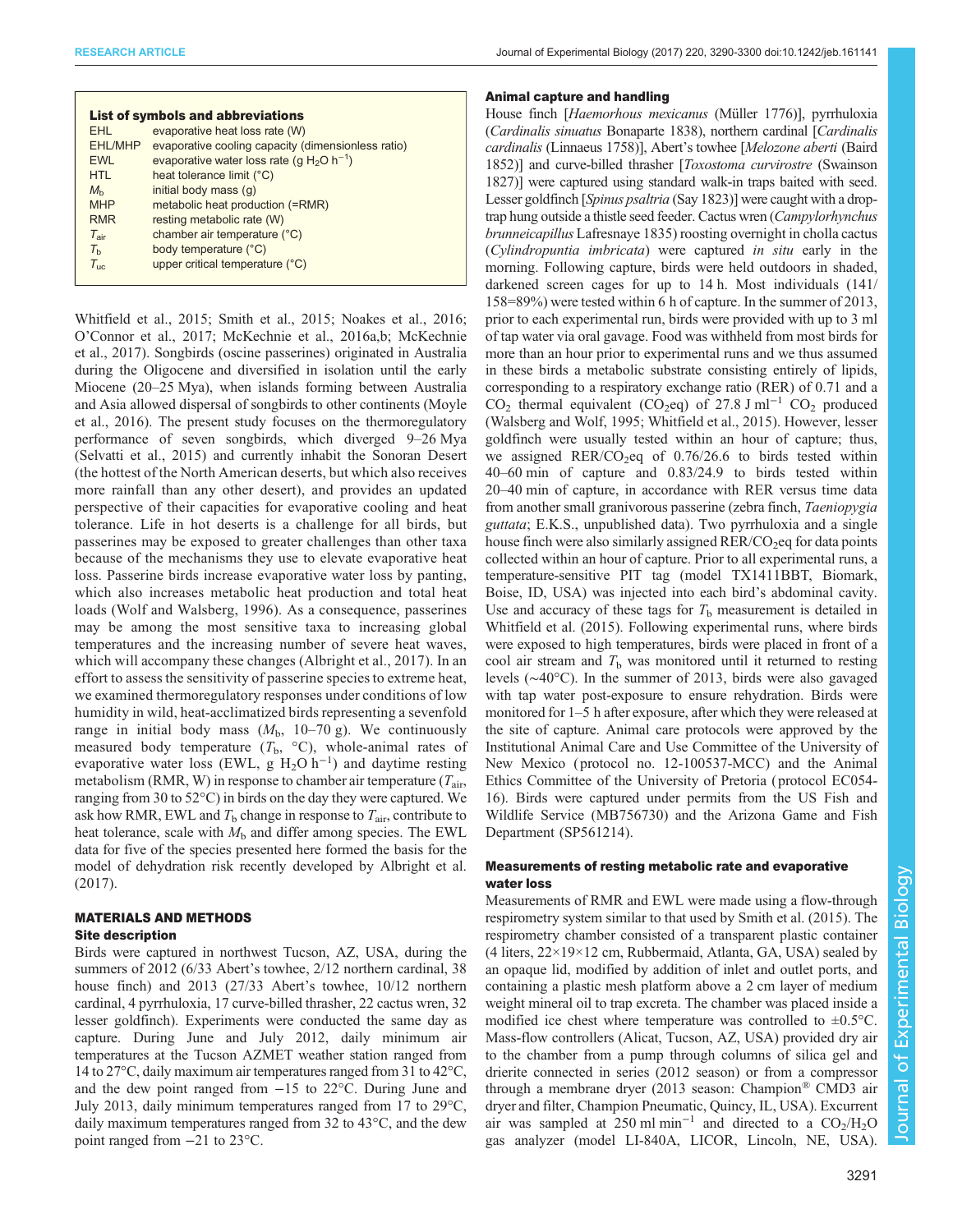**List of symbols and abbreviations**

| | |
|---|---|
| EHL | evaporative heat loss rate (W) |
| EHL/MHP | evaporative cooling capacity (dimensionless ratio) |
| EWL | evaporative water loss rate (g $H_2O$ $h^{-1}$) |
| HTL | heat tolerance limit (°C) |
| $M_b$ | initial body mass (g) |
| MHP | metabolic heat production (=RMR) |
| RMR | resting metabolic rate (W) |
| $T_{air}$ | chamber air temperature (°C) |
| $T_b$ | body temperature (°C) |
| $T_{uc}$ | upper critical temperature (°C) |

Whitfield et al., 2015; Smith et al., 2015; Noakes et al., 2016; O'Connor et al., 2017; McKechnie et al., 2016a,b; McKechnie et al., 2017). Songbirds (oscine passerines) originated in Australia during the Oligocene and diversified in isolation until the early Miocene (20–25 Mya), when islands forming between Australia and Asia allowed dispersal of songbirds to other continents (Moyle et al., 2016). The present study focuses on the thermoregulatory performance of seven songbirds, which diverged 9–26 Mya (Selvatti et al., 2015) and currently inhabit the Sonoran Desert (the hottest of the North American deserts, but which also receives more rainfall than any other desert), and provides an updated perspective of their capacities for evaporative cooling and heat tolerance. Life in hot deserts is a challenge for all birds, but passerines may be exposed to greater challenges than other taxa because of the mechanisms they use to elevate evaporative heat loss. Passerine birds increase evaporative water loss by panting, which also increases metabolic heat production and total heat loads (Wolf and Walsberg, 1996). As a consequence, passerines may be among the most sensitive taxa to increasing global temperatures and the increasing number of severe heat waves, which will accompany these changes (Albright et al., 2017). In an effort to assess the sensitivity of passerine species to extreme heat, we examined thermoregulatory responses under conditions of low humidity in wild, heat-acclimatized birds representing a sevenfold range in initial body mass ($M_b$, 10–70 g). We continuously measured body temperature ($T_b$, °C), whole-animal rates of evaporative water loss (EWL, g $H_2O$ $h^{-1}$) and daytime resting metabolism (RMR, W) in response to chamber air temperature ($T_{air}$, ranging from 30 to 52°C) in birds on the day they were captured. We ask how RMR, EWL and $T_b$ change in response to $T_{air}$, contribute to heat tolerance, scale with $M_b$ and differ among species. The EWL data for five of the species presented here formed the basis for the model of dehydration risk recently developed by Albright et al. (2017).

## MATERIALS AND METHODS

### Site description

Birds were captured in northwest Tucson, AZ, USA, during the summers of 2012 (6/33 Abert's towhee, 2/12 northern cardinal, 38 house finch) and 2013 (27/33 Abert's towhee, 10/12 northern cardinal, 4 pyrrhuloxia, 17 curve-billed thrasher, 22 cactus wren, 32 lesser goldfinch). Experiments were conducted the same day as capture. During June and July 2012, daily minimum air temperatures at the Tucson AZMET weather station ranged from 14 to 27°C, daily maximum air temperatures ranged from 31 to 42°C, and the dew point ranged from −15 to 22°C. During June and July 2013, daily minimum temperatures ranged from 17 to 29°C, daily maximum temperatures ranged from 32 to 43°C, and the dew point ranged from −21 to 23°C.

### Animal capture and handling

House finch [*Haemorhous mexicanus* (Müller 1776)], pyrrhuloxia (*Cardinalis sinuatus* Bonaparte 1838), northern cardinal [*Cardinalis cardinalis* (Linnaeus 1758)], Abert's towhee [*Melozone aberti* (Baird 1852)] and curve-billed thrasher [*Toxostoma curvirostre* (Swainson 1827)] were captured using standard walk-in traps baited with seed. Lesser goldfinch [*Spinus psaltria* (Say 1823)] were caught with a drop-trap hung outside a thistle seed feeder. Cactus wren (*Campylorhynchus brunneicapillus* Lafresnaye 1835) roosting overnight in cholla cactus (*Cylindropuntia imbricata*) were captured *in situ* early in the morning. Following capture, birds were held outdoors in shaded, darkened screen cages for up to 14 h. Most individuals (141/158=89%) were tested within 6 h of capture. In the summer of 2013, prior to each experimental run, birds were provided with up to 3 ml of tap water via oral gavage. Food was withheld from most birds for more than an hour prior to experimental runs and we thus assumed in these birds a metabolic substrate consisting entirely of lipids, corresponding to a respiratory exchange ratio (RER) of 0.71 and a $CO_2$ thermal equivalent ($CO_2$eq) of 27.8 J $ml^{-1}$ $CO_2$ produced (Walsberg and Wolf, 1995; Whitfield et al., 2015). However, lesser goldfinch were usually tested within an hour of capture; thus, we assigned RER/$CO_2$eq of 0.76/26.6 to birds tested within 40–60 min of capture and 0.83/24.9 to birds tested within 20–40 min of capture, in accordance with RER versus time data from another small granivorous passerine (zebra finch, *Taeniopygia guttata*; E.K.S., unpublished data). Two pyrrhuloxia and a single house finch were also similarly assigned RER/$CO_2$eq for data points collected within an hour of capture. Prior to all experimental runs, a temperature-sensitive PIT tag (model TX1411BBT, Biomark, Boise, ID, USA) was injected into each bird's abdominal cavity. Use and accuracy of these tags for $T_b$ measurement is detailed in Whitfield et al. (2015). Following experimental runs, where birds were exposed to high temperatures, birds were placed in front of a cool air stream and $T_b$ was monitored until it returned to resting levels (~40°C). In the summer of 2013, birds were also gavaged with tap water post-exposure to ensure rehydration. Birds were monitored for 1–5 h after exposure, after which they were released at the site of capture. Animal care protocols were approved by the Institutional Animal Care and Use Committee of the University of New Mexico (protocol no. 12-100537-MCC) and the Animal Ethics Committee of the University of Pretoria (protocol EC054-16). Birds were captured under permits from the US Fish and Wildlife Service (MB756730) and the Arizona Game and Fish Department (SP561214).

### Measurements of resting metabolic rate and evaporative water loss

Measurements of RMR and EWL were made using a flow-through respirometry system similar to that used by Smith et al. (2015). The respirometry chamber consisted of a transparent plastic container (4 liters, 22×19×12 cm, Rubbermaid, Atlanta, GA, USA) sealed by an opaque lid, modified by addition of inlet and outlet ports, and containing a plastic mesh platform above a 2 cm layer of medium weight mineral oil to trap excreta. The chamber was placed inside a modified ice chest where temperature was controlled to ±0.5°C. Mass-flow controllers (Alicat, Tucson, AZ, USA) provided dry air to the chamber from a pump through columns of silica gel and drierite connected in series (2012 season) or from a compressor through a membrane dryer (2013 season: Champion® CMD3 air dryer and filter, Champion Pneumatic, Quincy, IL, USA). Excurrent air was sampled at 250 ml $min^{-1}$ and directed to a $CO_2$/$H_2O$ gas analyzer (model LI-840A, LICOR, Lincoln, NE, USA).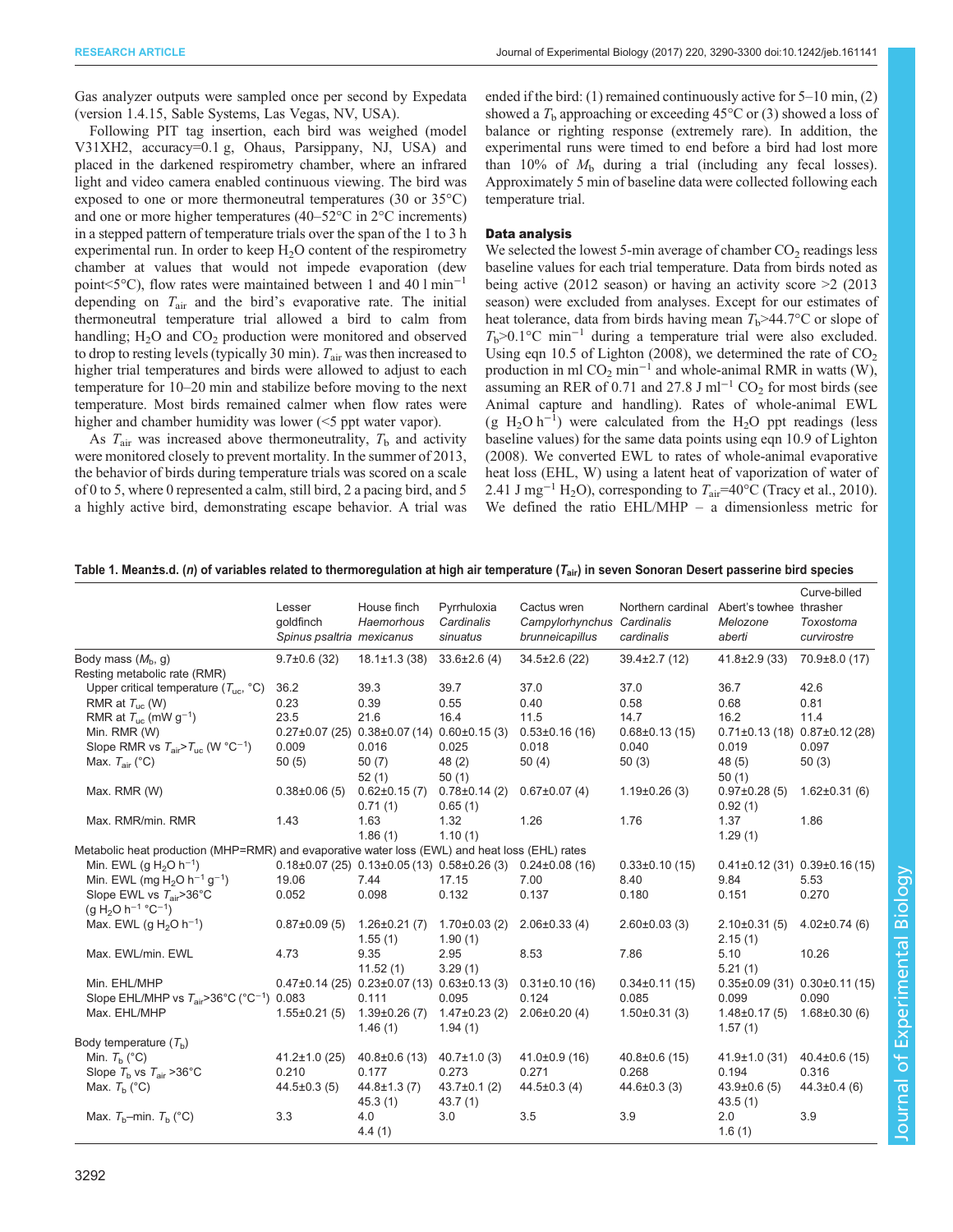Gas analyzer outputs were sampled once per second by Expedata (version 1.4.15, Sable Systems, Las Vegas, NV, USA).

Following PIT tag insertion, each bird was weighed (model V31XH2, accuracy=0.1 g, Ohaus, Parsippany, NJ, USA) and placed in the darkened respirometry chamber, where an infrared light and video camera enabled continuous viewing. The bird was exposed to one or more thermoneutral temperatures (30 or 35°C) and one or more higher temperatures (40–52°C in 2°C increments) in a stepped pattern of temperature trials over the span of the 1 to 3 h experimental run. In order to keep $H_2O$ content of the respirometry chamber at values that would not impede evaporation (dew point<5°C), flow rates were maintained between 1 and 40 l $min^{-1}$ depending on $T_{air}$ and the bird's evaporative rate. The initial thermoneutral temperature trial allowed a bird to calm from handling; $H_2O$ and $CO_2$ production were monitored and observed to drop to resting levels (typically 30 min). $T_{air}$ was then increased to higher trial temperatures and birds were allowed to adjust to each temperature for 10–20 min and stabilize before moving to the next temperature. Most birds remained calmer when flow rates were higher and chamber humidity was lower (<5 ppt water vapor).

As $T_{air}$ was increased above thermoneutrality, $T_b$ and activity were monitored closely to prevent mortality. In the summer of 2013, the behavior of birds during temperature trials was scored on a scale of 0 to 5, where 0 represented a calm, still bird, 2 a pacing bird, and 5 a highly active bird, demonstrating escape behavior. A trial was ended if the bird: (1) remained continuously active for 5–10 min, (2) showed a $T_b$ approaching or exceeding 45°C or (3) showed a loss of balance or righting response (extremely rare). In addition, the experimental runs were timed to end before a bird had lost more than 10% of $M_b$ during a trial (including any fecal losses). Approximately 5 min of baseline data were collected following each temperature trial.

## Data analysis

We selected the lowest 5-min average of chamber $CO_2$ readings less baseline values for each trial temperature. Data from birds noted as being active (2012 season) or having an activity score >2 (2013 season) were excluded from analyses. Except for our estimates of heat tolerance, data from birds having mean $T_b$>44.7°C or slope of $T_b$>0.1°C $min^{-1}$ during a temperature trial were also excluded. Using eqn 10.5 of Lighton (2008), we determined the rate of $CO_2$ production in ml $CO_2$ $min^{-1}$ and whole-animal RMR in watts (W), assuming an RER of 0.71 and 27.8 J $ml^{-1}$ $CO_2$ for most birds (see Animal capture and handling). Rates of whole-animal EWL (g $H_2O$ $h^{-1}$) were calculated from the $H_2O$ ppt readings (less baseline values) for the same data points using eqn 10.9 of Lighton (2008). We converted EWL to rates of whole-animal evaporative heat loss (EHL, W) using a latent heat of vaporization of water of 2.41 J $mg^{-1}$ $H_2O$), corresponding to $T_{air}$=40°C (Tracy et al., 2010). We defined the ratio EHL/MHP – a dimensionless metric for

**Table 1. Mean±s.d. (*n*) of variables related to thermoregulation at high air temperature ($T_{air}$) in seven Sonoran Desert passerine bird species**

| | Lesser goldfinch *Spinus psaltria* | House finch *Haemorhous mexicanus* | Pyrrhuloxia *Cardinalis sinuatus* | Cactus wren *Campylorhynchus brunneicapillus* | Northern cardinal *Cardinalis cardinalis* | Abert's towhee *Melozone aberti* | Curve-billed thrasher *Toxostoma curvirostre* |
|---|---|---|---|---|---|---|---|
| Body mass ($M_b$, g) | 9.7±0.6 (32) | 18.1±1.3 (38) | 33.6±2.6 (4) | 34.5±2.6 (22) | 39.4±2.7 (12) | 41.8±2.9 (33) | 70.9±8.0 (17) |
| Resting metabolic rate (RMR) | | | | | | | |
| Upper critical temperature ($T_{uc}$, °C) | 36.2 | 39.3 | 39.7 | 37.0 | 37.0 | 36.7 | 42.6 |
| RMR at $T_{uc}$ (W) | 0.23 | 0.39 | 0.55 | 0.40 | 0.58 | 0.68 | 0.81 |
| RMR at $T_{uc}$ (mW $g^{-1}$) | 23.5 | 21.6 | 16.4 | 11.5 | 14.7 | 16.2 | 11.4 |
| Min. RMR (W) | 0.27±0.07 (25) | 0.38±0.07 (14) | 0.60±0.15 (3) | 0.53±0.16 (16) | 0.68±0.13 (15) | 0.71±0.13 (18) | 0.87±0.12 (28) |
| Slope RMR vs $T_{air}$>$T_{uc}$ (W °$C^{-1}$) | 0.009 | 0.016 | 0.025 | 0.018 | 0.040 | 0.019 | 0.097 |
| Max. $T_{air}$ (°C) | 50 (5) | 50 (7)<br>52 (1) | 48 (2)<br>50 (1) | 50 (4) | 50 (3) | 48 (5)<br>50 (1) | 50 (3) |
| Max. RMR (W) | 0.38±0.06 (5) | 0.62±0.15 (7)<br>0.71 (1) | 0.78±0.14 (2)<br>0.65 (1) | 0.67±0.07 (4) | 1.19±0.26 (3) | 0.97±0.28 (5)<br>0.92 (1) | 1.62±0.31 (6) |
| Max. RMR/min. RMR | 1.43 | 1.63<br>1.86 (1) | 1.32<br>1.10 (1) | 1.26 | 1.76 | 1.37<br>1.29 (1) | 1.86 |
| Metabolic heat production (MHP=RMR) and evaporative water loss (EWL) and heat loss (EHL) rates | | | | | | | |
| Min. EWL (g $H_2O$ $h^{-1}$) | 0.18±0.07 (25) | 0.13±0.05 (13) | 0.58±0.26 (3) | 0.24±0.08 (16) | 0.33±0.10 (15) | 0.41±0.12 (31) | 0.39±0.16 (15) |
| Min. EWL (mg $H_2O$ $h^{-1}$ $g^{-1}$) | 19.06 | 7.44 | 17.15 | 7.00 | 8.40 | 9.84 | 5.53 |
| Slope EWL vs $T_{air}$>36°C (g $H_2O$ $h^{-1}$ °$C^{-1}$) | 0.052 | 0.098 | 0.132 | 0.137 | 0.180 | 0.151 | 0.270 |
| Max. EWL (g $H_2O$ $h^{-1}$) | 0.87±0.09 (5) | 1.26±0.21 (7)<br>1.55 (1) | 1.70±0.03 (2)<br>1.90 (1) | 2.06±0.33 (4) | 2.60±0.03 (3) | 2.10±0.31 (5)<br>2.15 (1) | 4.02±0.74 (6) |
| Max. EWL/min. EWL | 4.73 | 9.35<br>11.52 (1) | 2.95<br>3.29 (1) | 8.53 | 7.86 | 5.10<br>5.21 (1) | 10.26 |
| Min. EHL/MHP | 0.47±0.14 (25) | 0.23±0.07 (13) | 0.63±0.13 (3) | 0.31±0.10 (16) | 0.34±0.11 (15) | 0.35±0.09 (31) | 0.30±0.11 (15) |
| Slope EHL/MHP vs $T_{air}$>36°C (°$C^{-1}$) | 0.083 | 0.111 | 0.095 | 0.124 | 0.085 | 0.099 | 0.090 |
| Max. EHL/MHP | 1.55±0.21 (5) | 1.39±0.26 (7)<br>1.46 (1) | 1.47±0.23 (2)<br>1.94 (1) | 2.06±0.20 (4) | 1.50±0.31 (3) | 1.48±0.17 (5)<br>1.57 (1) | 1.68±0.30 (6) |
| Body temperature ($T_b$) | | | | | | | |
| Min. $T_b$ (°C) | 41.2±1.0 (25) | 40.8±0.6 (13) | 40.7±1.0 (3) | 41.0±0.9 (16) | 40.8±0.6 (15) | 41.9±1.0 (31) | 40.4±0.6 (15) |
| Slope $T_b$ vs $T_{air}$ >36°C | 0.210 | 0.177 | 0.273 | 0.271 | 0.268 | 0.194 | 0.316 |
| Max. $T_b$ (°C) | 44.5±0.3 (5) | 44.8±1.3 (7)<br>45.3 (1) | 43.7±0.1 (2)<br>43.7 (1) | 44.5±0.3 (4) | 44.6±0.3 (3) | 43.9±0.6 (5)<br>43.5 (1) | 44.3±0.4 (6) |
| Max. $T_b$–min. $T_b$ (°C) | 3.3 | 4.0<br>4.4 (1) | 3.0 | 3.5 | 3.9 | 2.0<br>1.6 (1) | 3.9 |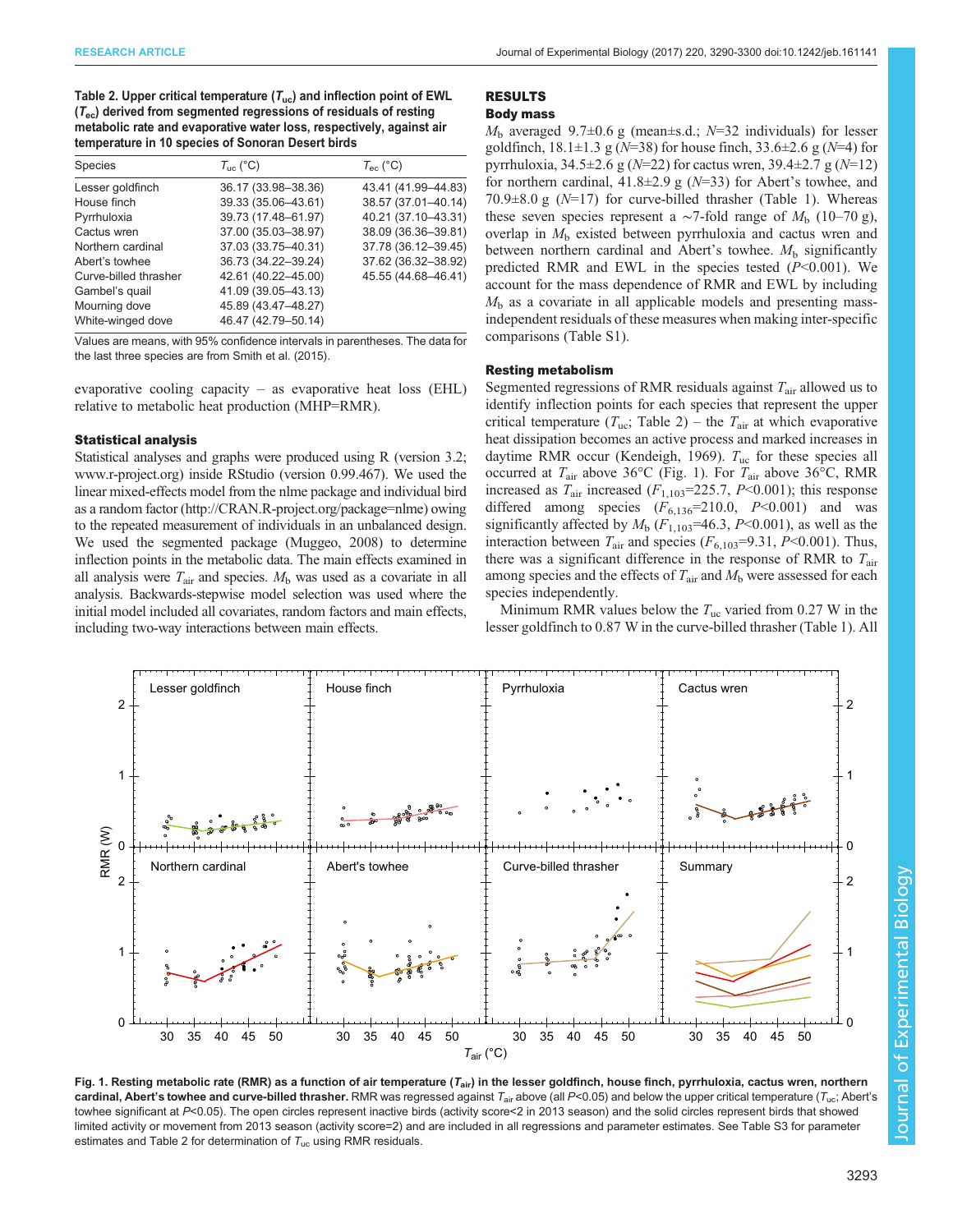**Table 2. Upper critical temperature ($T_{uc}$) and inflection point of EWL ($T_{ec}$) derived from segmented regressions of residuals of resting metabolic rate and evaporative water loss, respectively, against air temperature in 10 species of Sonoran Desert birds**

| Species | $T_{uc}$ (°C) | $T_{ec}$ (°C) |
|---|---|---|
| Lesser goldfinch | 36.17 (33.98–38.36) | 43.41 (41.99–44.83) |
| House finch | 39.33 (35.06–43.61) | 38.57 (37.01–40.14) |
| Pyrrhuloxia | 39.73 (17.48–61.97) | 40.21 (37.10–43.31) |
| Cactus wren | 37.00 (35.03–38.97) | 38.09 (36.36–39.81) |
| Northern cardinal | 37.03 (33.75–40.31) | 37.78 (36.12–39.45) |
| Abert's towhee | 36.73 (34.22–39.24) | 37.62 (36.32–38.92) |
| Curve-billed thrasher | 42.61 (40.22–45.00) | 45.55 (44.68–46.41) |
| Gambel's quail | 41.09 (39.05–43.13) | |
| Mourning dove | 45.89 (43.47–48.27) | |
| White-winged dove | 46.47 (42.79–50.14) | |

Values are means, with 95% confidence intervals in parentheses. The data for the last three species are from Smith et al. (2015).

evaporative cooling capacity – as evaporative heat loss (EHL) relative to metabolic heat production (MHP=RMR).

### Statistical analysis

Statistical analyses and graphs were produced using R (version 3.2; www.r-project.org) inside RStudio (version 0.99.467). We used the linear mixed-effects model from the nlme package and individual bird as a random factor (http://CRAN.R-project.org/package=nlme) owing to the repeated measurement of individuals in an unbalanced design. We used the segmented package (Muggeo, 2008) to determine inflection points in the metabolic data. The main effects examined in all analysis were $T_{air}$ and species. $M_b$ was used as a covariate in all analysis. Backwards-stepwise model selection was used where the initial model included all covariates, random factors and main effects, including two-way interactions between main effects.

## RESULTS

### Body mass

$M_b$ averaged 9.7±0.6 g (mean±s.d.; $N$=32 individuals) for lesser goldfinch, 18.1±1.3 g ($N$=38) for house finch, 33.6±2.6 g ($N$=4) for pyrrhuloxia, 34.5±2.6 g ($N$=22) for cactus wren, 39.4±2.7 g ($N$=12) for northern cardinal, 41.8±2.9 g ($N$=33) for Abert's towhee, and 70.9±8.0 g ($N$=17) for curve-billed thrasher (Table 1). Whereas these seven species represent a ∼7-fold range of $M_b$ (10–70 g), overlap in $M_b$ existed between pyrrhuloxia and cactus wren and between northern cardinal and Abert's towhee. $M_b$ significantly predicted RMR and EWL in the species tested ($P$<0.001). We account for the mass dependence of RMR and EWL by including $M_b$ as a covariate in all applicable models and presenting mass-independent residuals of these measures when making inter-specific comparisons (Table S1).

### Resting metabolism

Segmented regressions of RMR residuals against $T_{air}$ allowed us to identify inflection points for each species that represent the upper critical temperature ($T_{uc}$; Table 2) – the $T_{air}$ at which evaporative heat dissipation becomes an active process and marked increases in daytime RMR occur (Kendeigh, 1969). $T_{uc}$ for these species all occurred at $T_{air}$ above 36°C (Fig. 1). For $T_{air}$ above 36°C, RMR increased as $T_{air}$ increased ($F_{1,103}$=225.7, $P$<0.001); this response differed among species ($F_{6,136}$=210.0, $P$<0.001) and was significantly affected by $M_b$ ($F_{1,103}$=46.3, $P$<0.001), as well as the interaction between $T_{air}$ and species ($F_{6,103}$=9.31, $P$<0.001). Thus, there was a significant difference in the response of RMR to $T_{air}$ among species and the effects of $T_{air}$ and $M_b$ were assessed for each species independently.

Minimum RMR values below the $T_{uc}$ varied from 0.27 W in the lesser goldfinch to 0.87 W in the curve-billed thrasher (Table 1). All

**Fig. 1. Resting metabolic rate (RMR) as a function of air temperature ($T_{air}$) in the lesser goldfinch, house finch, pyrrhuloxia, cactus wren, northern cardinal, Abert's towhee and curve-billed thrasher.** RMR was regressed against $T_{air}$ above (all $P$<0.05) and below the upper critical temperature ($T_{uc}$; Abert's towhee significant at $P$<0.05). The open circles represent inactive birds (activity score<2 in 2013 season) and the solid circles represent birds that showed limited activity or movement from 2013 season (activity score=2) and are included in all regressions and parameter estimates. See Table S3 for parameter estimates and Table 2 for determination of $T_{uc}$ using RMR residuals.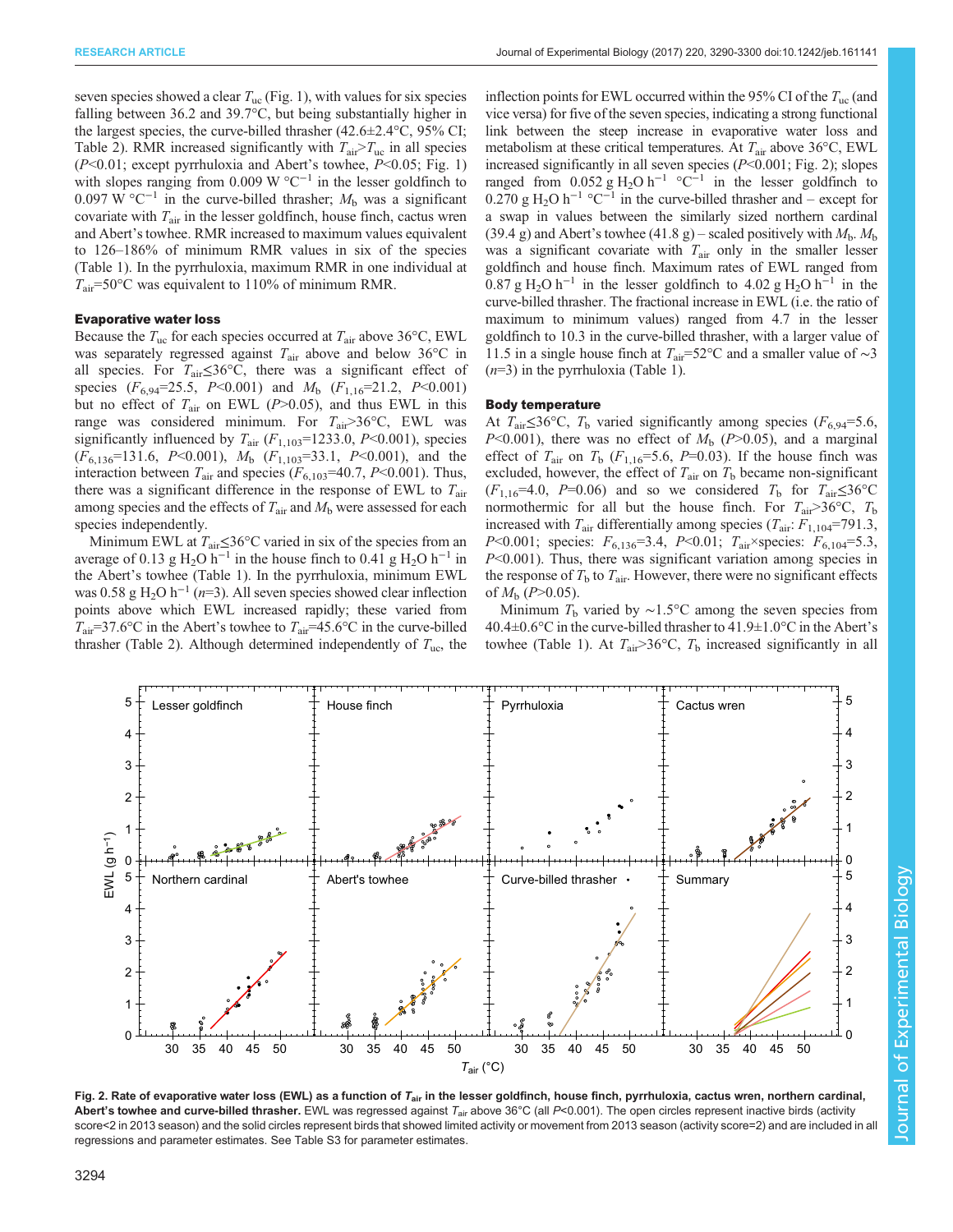seven species showed a clear $T_{uc}$ (Fig. 1), with values for six species falling between 36.2 and 39.7°C, but being substantially higher in the largest species, the curve-billed thrasher (42.6±2.4°C, 95% CI; Table 2). RMR increased significantly with $T_{air}>T_{uc}$ in all species ($P<0.01$; except pyrrhuloxia and Abert's towhee, $P<0.05$; Fig. 1) with slopes ranging from 0.009 W °C$^{-1}$ in the lesser goldfinch to 0.097 W °C$^{-1}$ in the curve-billed thrasher; $M_b$ was a significant covariate with $T_{air}$ in the lesser goldfinch, house finch, cactus wren and Abert's towhee. RMR increased to maximum values equivalent to 126–186% of minimum RMR values in six of the species (Table 1). In the pyrrhuloxia, maximum RMR in one individual at $T_{air}$=50°C was equivalent to 110% of minimum RMR.

### Evaporative water loss

Because the $T_{uc}$ for each species occurred at $T_{air}$ above 36°C, EWL was separately regressed against $T_{air}$ above and below 36°C in all species. For $T_{air}\leq$36°C, there was a significant effect of species ($F_{6,94}$=25.5, $P<0.001$) and $M_b$ ($F_{1,16}$=21.2, $P<0.001$) but no effect of $T_{air}$ on EWL ($P>0.05$), and thus EWL in this range was considered minimum. For $T_{air}>$36°C, EWL was significantly influenced by $T_{air}$ ($F_{1,103}$=1233.0, $P<0.001$), species ($F_{6,136}$=131.6, $P<0.001$), $M_b$ ($F_{1,103}$=33.1, $P<0.001$), and the interaction between $T_{air}$ and species ($F_{6,103}$=40.7, $P<0.001$). Thus, there was a significant difference in the response of EWL to $T_{air}$ among species and the effects of $T_{air}$ and $M_b$ were assessed for each species independently.

Minimum EWL at $T_{air}\leq$36°C varied in six of the species from an average of 0.13 g $H_2O$ h$^{-1}$ in the house finch to 0.41 g $H_2O$ h$^{-1}$ in the Abert's towhee (Table 1). In the pyrrhuloxia, minimum EWL was 0.58 g $H_2O$ h$^{-1}$ ($n$=3). All seven species showed clear inflection points above which EWL increased rapidly; these varied from $T_{air}$=37.6°C in the Abert's towhee to $T_{air}$=45.6°C in the curve-billed thrasher (Table 2). Although determined independently of $T_{uc}$, the inflection points for EWL occurred within the 95% CI of the $T_{uc}$ (and vice versa) for five of the seven species, indicating a strong functional link between the steep increase in evaporative water loss and metabolism at these critical temperatures. At $T_{air}$ above 36°C, EWL increased significantly in all seven species ($P<0.001$; Fig. 2); slopes ranged from 0.052 g $H_2O$ h$^{-1}$ °C$^{-1}$ in the lesser goldfinch to 0.270 g $H_2O$ h$^{-1}$ °C$^{-1}$ in the curve-billed thrasher and – except for a swap in values between the similarly sized northern cardinal (39.4 g) and Abert's towhee (41.8 g) – scaled positively with $M_b$. $M_b$ was a significant covariate with $T_{air}$ only in the smaller lesser goldfinch and house finch. Maximum rates of EWL ranged from 0.87 g $H_2O$ h$^{-1}$ in the lesser goldfinch to 4.02 g $H_2O$ h$^{-1}$ in the curve-billed thrasher. The fractional increase in EWL (i.e. the ratio of maximum to minimum values) ranged from 4.7 in the lesser goldfinch to 10.3 in the curve-billed thrasher, with a larger value of 11.5 in a single house finch at $T_{air}$=52°C and a smaller value of ~3 ($n$=3) in the pyrrhuloxia (Table 1).

### Body temperature

At $T_{air}\leq$36°C, $T_b$ varied significantly among species ($F_{6,94}$=5.6, $P<0.001$), there was no effect of $M_b$ ($P>0.05$), and a marginal effect of $T_{air}$ on $T_b$ ($F_{1,16}$=5.6, $P$=0.03). If the house finch was excluded, however, the effect of $T_{air}$ on $T_b$ became non-significant ($F_{1,16}$=4.0, $P$=0.06) and so we considered $T_b$ for $T_{air}\leq$36°C normothermic for all but the house finch. For $T_{air}>$36°C, $T_b$ increased with $T_{air}$ differentially among species ($T_{air}$: $F_{1,104}$=791.3, $P<0.001$; species: $F_{6,136}$=3.4, $P<0.01$; $T_{air}$×species: $F_{6,104}$=5.3, $P<0.001$). Thus, there was significant variation among species in the response of $T_b$ to $T_{air}$. However, there were no significant effects of $M_b$ ($P>0.05$).

Minimum $T_b$ varied by ~1.5°C among the seven species from 40.4±0.6°C in the curve-billed thrasher to 41.9±1.0°C in the Abert's towhee (Table 1). At $T_{air}>$36°C, $T_b$ increased significantly in all

**Fig. 2. Rate of evaporative water loss (EWL) as a function of $T_{air}$ in the lesser goldfinch, house finch, pyrrhuloxia, cactus wren, northern cardinal, Abert's towhee and curve-billed thrasher.** EWL was regressed against $T_{air}$ above 36°C (all $P<0.001$). The open circles represent inactive birds (activity score<2 in 2013 season) and the solid circles represent birds that showed limited activity or movement from 2013 season (activity score=2) and are included in all regressions and parameter estimates. See Table S3 for parameter estimates.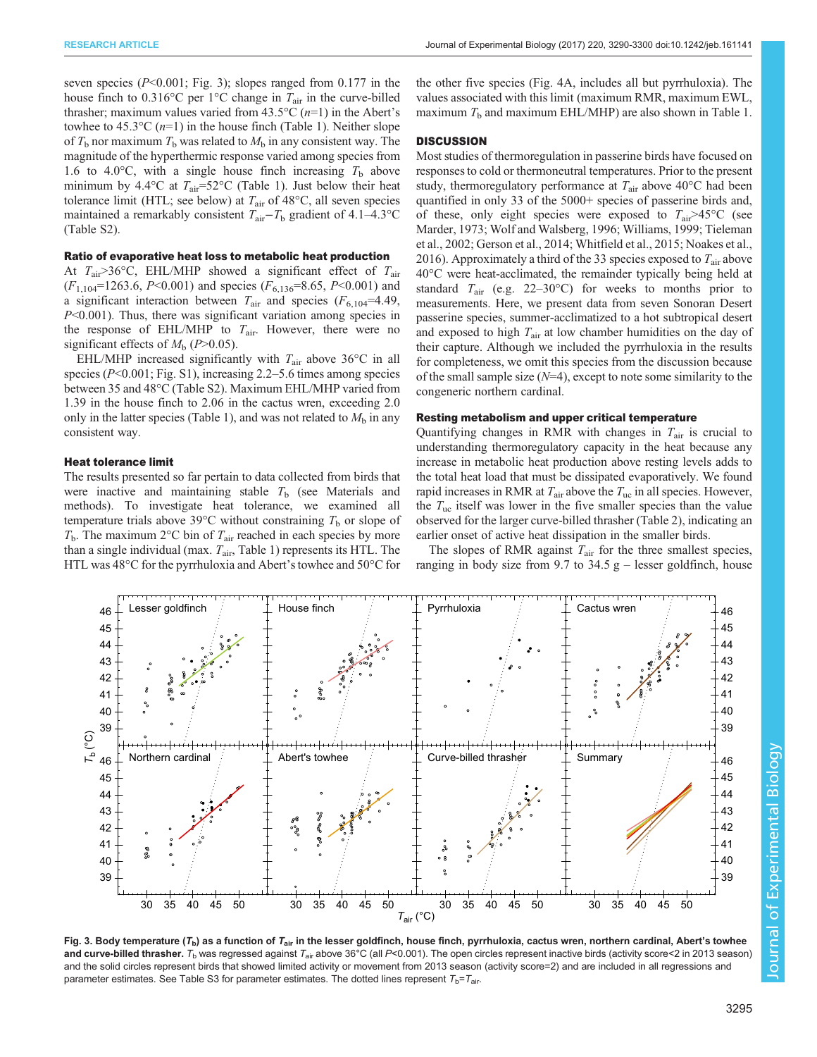seven species ($P$<0.001; Fig. 3); slopes ranged from 0.177 in the house finch to 0.316°C per 1°C change in $T_{air}$ in the curve-billed thrasher; maximum values varied from 43.5°C ($n$=1) in the Abert's towhee to 45.3°C ($n$=1) in the house finch (Table 1). Neither slope of $T_b$ nor maximum $T_b$ was related to $M_b$ in any consistent way. The magnitude of the hyperthermic response varied among species from 1.6 to 4.0°C, with a single house finch increasing $T_b$ above minimum by 4.4°C at $T_{air}$=52°C (Table 1). Just below their heat tolerance limit (HTL; see below) at $T_{air}$ of 48°C, all seven species maintained a remarkably consistent $T_{air}-T_b$ gradient of 4.1–4.3°C (Table S2).

### Ratio of evaporative heat loss to metabolic heat production

At $T_{air}$>36°C, EHL/MHP showed a significant effect of $T_{air}$ ($F_{1,104}$=1263.6, $P$<0.001) and species ($F_{6,136}$=8.65, $P$<0.001) and a significant interaction between $T_{air}$ and species ($F_{6,104}$=4.49, $P$<0.001). Thus, there was significant variation among species in the response of EHL/MHP to $T_{air}$. However, there were no significant effects of $M_b$ ($P$>0.05).

EHL/MHP increased significantly with $T_{air}$ above 36°C in all species ($P$<0.001; Fig. S1), increasing 2.2–5.6 times among species between 35 and 48°C (Table S2). Maximum EHL/MHP varied from 1.39 in the house finch to 2.06 in the cactus wren, exceeding 2.0 only in the latter species (Table 1), and was not related to $M_b$ in any consistent way.

### Heat tolerance limit

The results presented so far pertain to data collected from birds that were inactive and maintaining stable $T_b$ (see Materials and methods). To investigate heat tolerance, we examined all temperature trials above 39°C without constraining $T_b$ or slope of $T_b$. The maximum 2°C bin of $T_{air}$ reached in each species by more than a single individual (max. $T_{air}$, Table 1) represents its HTL. The HTL was 48°C for the pyrrhuloxia and Abert's towhee and 50°C for the other five species (Fig. 4A, includes all but pyrrhuloxia). The values associated with this limit (maximum RMR, maximum EWL, maximum $T_b$ and maximum EHL/MHP) are also shown in Table 1.

## DISCUSSION

Most studies of thermoregulation in passerine birds have focused on responses to cold or thermoneutral temperatures. Prior to the present study, thermoregulatory performance at $T_{air}$ above 40°C had been quantified in only 33 of the 5000+ species of passerine birds and, of these, only eight species were exposed to $T_{air}$>45°C (see Marder, 1973; Wolf and Walsberg, 1996; Williams, 1999; Tieleman et al., 2002; Gerson et al., 2014; Whitfield et al., 2015; Noakes et al., 2016). Approximately a third of the 33 species exposed to $T_{air}$ above 40°C were heat-acclimated, the remainder typically being held at standard $T_{air}$ (e.g. 22–30°C) for weeks to months prior to measurements. Here, we present data from seven Sonoran Desert passerine species, summer-acclimatized to a hot subtropical desert and exposed to high $T_{air}$ at low chamber humidities on the day of their capture. Although we included the pyrrhuloxia in the results for completeness, we omit this species from the discussion because of the small sample size ($N$=4), except to note some similarity to the congeneric northern cardinal.

### Resting metabolism and upper critical temperature

Quantifying changes in RMR with changes in $T_{air}$ is crucial to understanding thermoregulatory capacity in the heat because any increase in metabolic heat production above resting levels adds to the total heat load that must be dissipated evaporatively. We found rapid increases in RMR at $T_{air}$ above the $T_{uc}$ in all species. However, the $T_{uc}$ itself was lower in the five smaller species than the value observed for the larger curve-billed thrasher (Table 2), indicating an earlier onset of active heat dissipation in the smaller birds.

The slopes of RMR against $T_{air}$ for the three smallest species, ranging in body size from 9.7 to 34.5 g – lesser goldfinch, house

**Fig. 3. Body temperature ($T_b$) as a function of $T_{air}$ in the lesser goldfinch, house finch, pyrrhuloxia, cactus wren, northern cardinal, Abert's towhee and curve-billed thrasher.** $T_b$ was regressed against $T_{air}$ above 36°C (all $P$<0.001). The open circles represent inactive birds (activity score<2 in 2013 season) and the solid circles represent birds that showed limited activity or movement from 2013 season (activity score=2) and are included in all regressions and parameter estimates. See Table S3 for parameter estimates. The dotted lines represent $T_b$=$T_{air}$.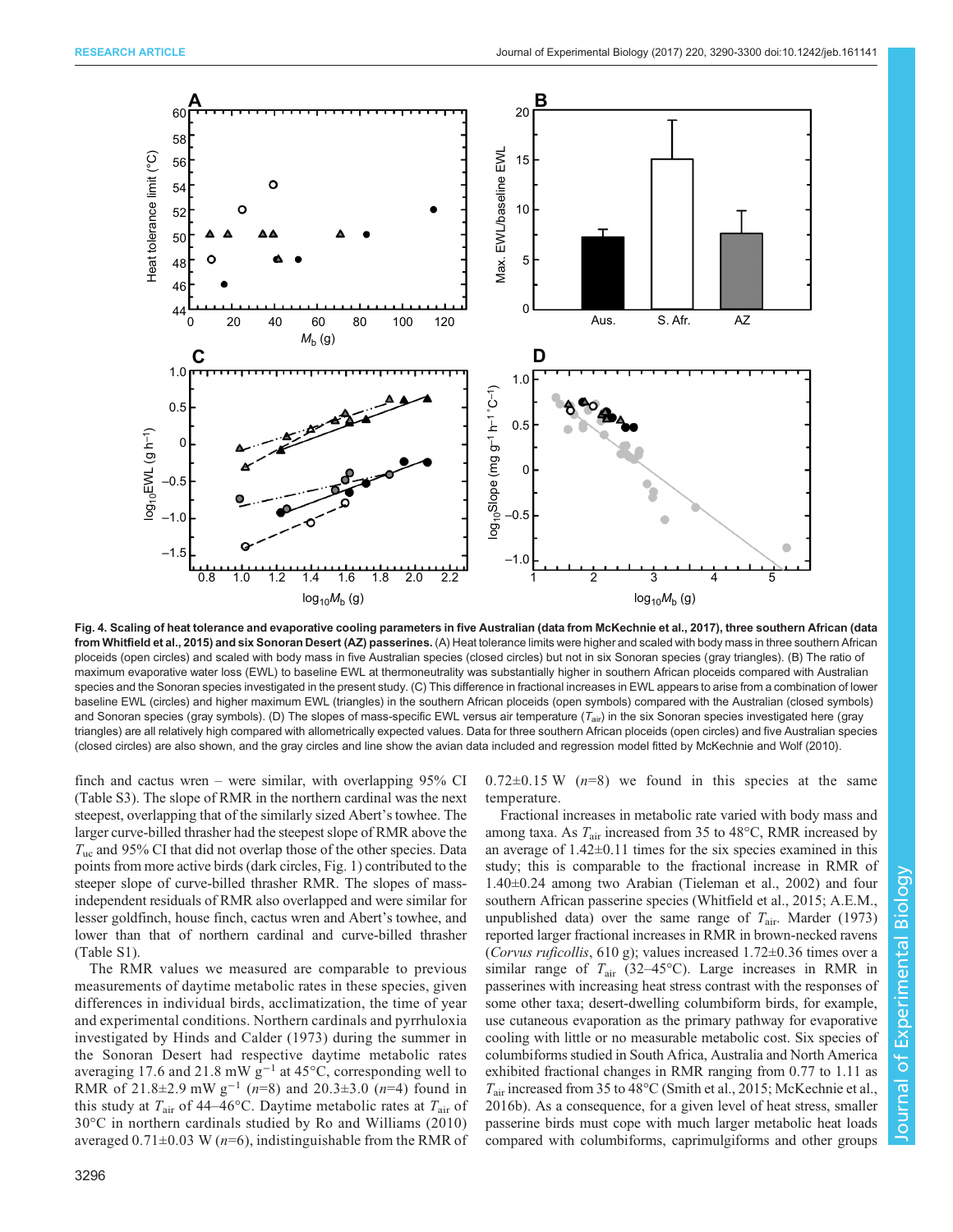**Fig. 4. Scaling of heat tolerance and evaporative cooling parameters in five Australian (data from McKechnie et al., 2017), three southern African (data from Whitfield et al., 2015) and six Sonoran Desert (AZ) passerines.** (A) Heat tolerance limits were higher and scaled with body mass in three southern African ploceids (open circles) and scaled with body mass in five Australian species (closed circles) but not in six Sonoran species (gray triangles). (B) The ratio of maximum evaporative water loss (EWL) to baseline EWL at thermoneutrality was substantially higher in southern African ploceids compared with Australian species and the Sonoran species investigated in the present study. (C) This difference in fractional increases in EWL appears to arise from a combination of lower baseline EWL (circles) and higher maximum EWL (triangles) in the southern African ploceids (open symbols) compared with the Australian (closed symbols) and Sonoran species (gray symbols). (D) The slopes of mass-specific EWL versus air temperature ($T_{air}$) in the six Sonoran species investigated here (gray triangles) are all relatively high compared with allometrically expected values. Data for three southern African ploceids (open circles) and five Australian species (closed circles) are also shown, and the gray circles and line show the avian data included and regression model fitted by McKechnie and Wolf (2010).

finch and cactus wren – were similar, with overlapping 95% CI (Table S3). The slope of RMR in the northern cardinal was the next steepest, overlapping that of the similarly sized Abert's towhee. The larger curve-billed thrasher had the steepest slope of RMR above the $T_{uc}$ and 95% CI that did not overlap those of the other species. Data points from more active birds (dark circles, Fig. 1) contributed to the steeper slope of curve-billed thrasher RMR. The slopes of mass-independent residuals of RMR also overlapped and were similar for lesser goldfinch, house finch, cactus wren and Abert's towhee, and lower than that of northern cardinal and curve-billed thrasher (Table S1).

The RMR values we measured are comparable to previous measurements of daytime metabolic rates in these species, given differences in individual birds, acclimatization, the time of year and experimental conditions. Northern cardinals and pyrrhuloxia investigated by Hinds and Calder (1973) during the summer in the Sonoran Desert had respective daytime metabolic rates averaging 17.6 and 21.8 mW g$^{-1}$ at 45°C, corresponding well to RMR of 21.8±2.9 mW g$^{-1}$ ($n$=8) and 20.3±3.0 ($n$=4) found in this study at $T_{air}$ of 44–46°C. Daytime metabolic rates at $T_{air}$ of 30°C in northern cardinals studied by Ro and Williams (2010) averaged 0.71±0.03 W ($n$=6), indistinguishable from the RMR of 0.72±0.15 W ($n$=8) we found in this species at the same temperature.

Fractional increases in metabolic rate varied with body mass and among taxa. As $T_{air}$ increased from 35 to 48°C, RMR increased by an average of 1.42±0.11 times for the six species examined in this study; this is comparable to the fractional increase in RMR of 1.40±0.24 among two Arabian (Tieleman et al., 2002) and four southern African passerine species (Whitfield et al., 2015; A.E.M., unpublished data) over the same range of $T_{air}$. Marder (1973) reported larger fractional increases in RMR in brown-necked ravens (*Corvus ruficollis*, 610 g); values increased 1.72±0.36 times over a similar range of $T_{air}$ (32–45°C). Large increases in RMR in passerines with increasing heat stress contrast with the responses of some other taxa; desert-dwelling columbiform birds, for example, use cutaneous evaporation as the primary pathway for evaporative cooling with little or no measurable metabolic cost. Six species of columbiforms studied in South Africa, Australia and North America exhibited fractional changes in RMR ranging from 0.77 to 1.11 as $T_{air}$ increased from 35 to 48°C (Smith et al., 2015; McKechnie et al., 2016b). As a consequence, for a given level of heat stress, smaller passerine birds must cope with much larger metabolic heat loads compared with columbiforms, caprimulgiforms and other groups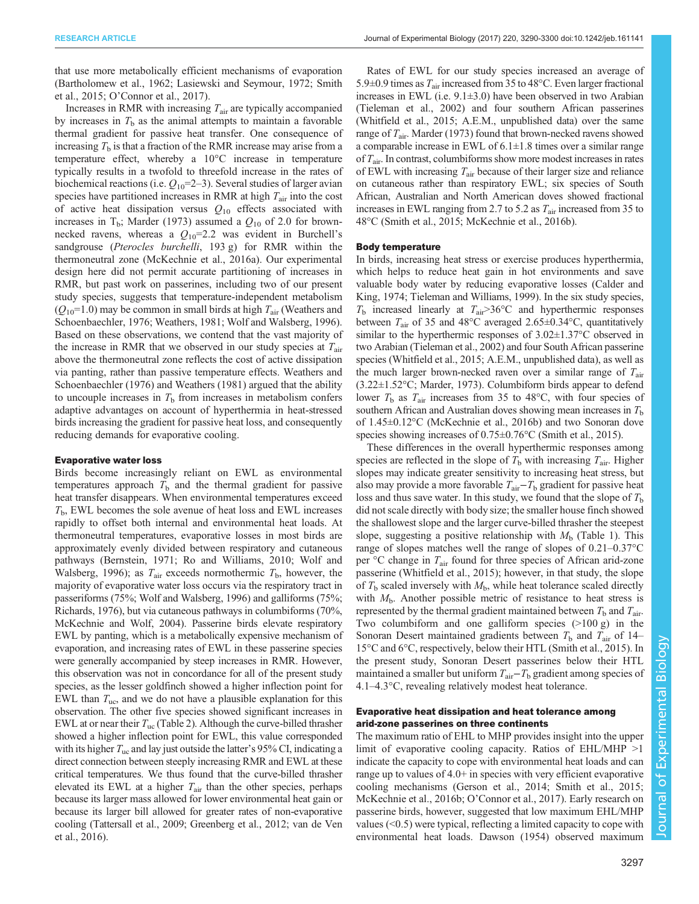that use more metabolically efficient mechanisms of evaporation (Bartholomew et al., 1962; Lasiewski and Seymour, 1972; Smith et al., 2015; O'Connor et al., 2017).

Increases in RMR with increasing $T_{air}$ are typically accompanied by increases in $T_b$ as the animal attempts to maintain a favorable thermal gradient for passive heat transfer. One consequence of increasing $T_b$ is that a fraction of the RMR increase may arise from a temperature effect, whereby a 10°C increase in temperature typically results in a twofold to threefold increase in the rates of biochemical reactions (i.e. $Q_{10}$=2–3). Several studies of larger avian species have partitioned increases in RMR at high $T_{air}$ into the cost of active heat dissipation versus $Q_{10}$ effects associated with increases in $T_b$; Marder (1973) assumed a $Q_{10}$ of 2.0 for brown-necked ravens, whereas a $Q_{10}$=2.2 was evident in Burchell's sandgrouse (*Pterocles burchelli*, 193 g) for RMR within the thermoneutral zone (McKechnie et al., 2016a). Our experimental design here did not permit accurate partitioning of increases in RMR, but past work on passerines, including two of our present study species, suggests that temperature-independent metabolism ($Q_{10}$=1.0) may be common in small birds at high $T_{air}$ (Weathers and Schoenbaechler, 1976; Weathers, 1981; Wolf and Walsberg, 1996). Based on these observations, we contend that the vast majority of the increase in RMR that we observed in our study species at $T_{air}$ above the thermoneutral zone reflects the cost of active dissipation via panting, rather than passive temperature effects. Weathers and Schoenbaechler (1976) and Weathers (1981) argued that the ability to uncouple increases in $T_b$ from increases in metabolism confers adaptive advantages on account of hyperthermia in heat-stressed birds increasing the gradient for passive heat loss, and consequently reducing demands for evaporative cooling.

### Evaporative water loss

Birds become increasingly reliant on EWL as environmental temperatures approach $T_b$ and the thermal gradient for passive heat transfer disappears. When environmental temperatures exceed $T_b$, EWL becomes the sole avenue of heat loss and EWL increases rapidly to offset both internal and environmental heat loads. At thermoneutral temperatures, evaporative losses in most birds are approximately evenly divided between respiratory and cutaneous pathways (Bernstein, 1971; Ro and Williams, 2010; Wolf and Walsberg, 1996); as $T_{air}$ exceeds normothermic $T_b$, however, the majority of evaporative water loss occurs via the respiratory tract in passeriforms (75%; Wolf and Walsberg, 1996) and galliforms (75%; Richards, 1976), but via cutaneous pathways in columbiforms (70%, McKechnie and Wolf, 2004). Passerine birds elevate respiratory EWL by panting, which is a metabolically expensive mechanism of evaporation, and increasing rates of EWL in these passerine species were generally accompanied by steep increases in RMR. However, this observation was not in concordance for all of the present study species, as the lesser goldfinch showed a higher inflection point for EWL than $T_{uc}$, and we do not have a plausible explanation for this observation. The other five species showed significant increases in EWL at or near their $T_{uc}$ (Table 2). Although the curve-billed thrasher showed a higher inflection point for EWL, this value corresponded with its higher $T_{uc}$ and lay just outside the latter's 95% CI, indicating a direct connection between steeply increasing RMR and EWL at these critical temperatures. We thus found that the curve-billed thrasher elevated its EWL at a higher $T_{air}$ than the other species, perhaps because its larger mass allowed for lower environmental heat gain or because its larger bill allowed for greater rates of non-evaporative cooling (Tattersall et al., 2009; Greenberg et al., 2012; van de Ven et al., 2016).

Rates of EWL for our study species increased an average of 5.9±0.9 times as $T_{air}$ increased from 35 to 48°C. Even larger fractional increases in EWL (i.e. 9.1±3.0) have been observed in two Arabian (Tieleman et al., 2002) and four southern African passerines (Whitfield et al., 2015; A.E.M., unpublished data) over the same range of $T_{air}$. Marder (1973) found that brown-necked ravens showed a comparable increase in EWL of 6.1±1.8 times over a similar range of $T_{air}$. In contrast, columbiforms show more modest increases in rates of EWL with increasing $T_{air}$ because of their larger size and reliance on cutaneous rather than respiratory EWL; six species of South African, Australian and North American doves showed fractional increases in EWL ranging from 2.7 to 5.2 as $T_{air}$ increased from 35 to 48°C (Smith et al., 2015; McKechnie et al., 2016b).

### Body temperature

In birds, increasing heat stress or exercise produces hyperthermia, which helps to reduce heat gain in hot environments and save valuable body water by reducing evaporative losses (Calder and King, 1974; Tieleman and Williams, 1999). In the six study species, $T_b$ increased linearly at $T_{air}$>36°C and hyperthermic responses between $T_{air}$ of 35 and 48°C averaged 2.65±0.34°C, quantitatively similar to the hyperthermic responses of 3.02±1.37°C observed in two Arabian (Tieleman et al., 2002) and four South African passerine species (Whitfield et al., 2015; A.E.M., unpublished data), as well as the much larger brown-necked raven over a similar range of $T_{air}$ (3.22±1.52°C; Marder, 1973). Columbiform birds appear to defend lower $T_b$ as $T_{air}$ increases from 35 to 48°C, with four species of southern African and Australian doves showing mean increases in $T_b$ of 1.45±0.12°C (McKechnie et al., 2016b) and two Sonoran dove species showing increases of 0.75±0.76°C (Smith et al., 2015).

These differences in the overall hyperthermic responses among species are reflected in the slope of $T_b$ with increasing $T_{air}$. Higher slopes may indicate greater sensitivity to increasing heat stress, but also may provide a more favorable $T_{air}-T_b$ gradient for passive heat loss and thus save water. In this study, we found that the slope of $T_b$ did not scale directly with body size; the smaller house finch showed the shallowest slope and the larger curve-billed thrasher the steepest slope, suggesting a positive relationship with $M_b$ (Table 1). This range of slopes matches well the range of slopes of 0.21–0.37°C per °C change in $T_{air}$ found for three species of African arid-zone passerine (Whitfield et al., 2015); however, in that study, the slope of $T_b$ scaled inversely with $M_b$, while heat tolerance scaled directly with $M_b$. Another possible metric of resistance to heat stress is represented by the thermal gradient maintained between $T_b$ and $T_{air}$. Two columbiform and one galliform species (>100 g) in the Sonoran Desert maintained gradients between $T_b$ and $T_{air}$ of 14–15°C and 6°C, respectively, below their HTL (Smith et al., 2015). In the present study, Sonoran Desert passerines below their HTL maintained a smaller but uniform $T_{air}-T_b$ gradient among species of 4.1–4.3°C, revealing relatively modest heat tolerance.

### Evaporative heat dissipation and heat tolerance among arid-zone passerines on three continents

The maximum ratio of EHL to MHP provides insight into the upper limit of evaporative cooling capacity. Ratios of EHL/MHP >1 indicate the capacity to cope with environmental heat loads and can range up to values of 4.0+ in species with very efficient evaporative cooling mechanisms (Gerson et al., 2014; Smith et al., 2015; McKechnie et al., 2016b; O'Connor et al., 2017). Early research on passerine birds, however, suggested that low maximum EHL/MHP values (<0.5) were typical, reflecting a limited capacity to cope with environmental heat loads. Dawson (1954) observed maximum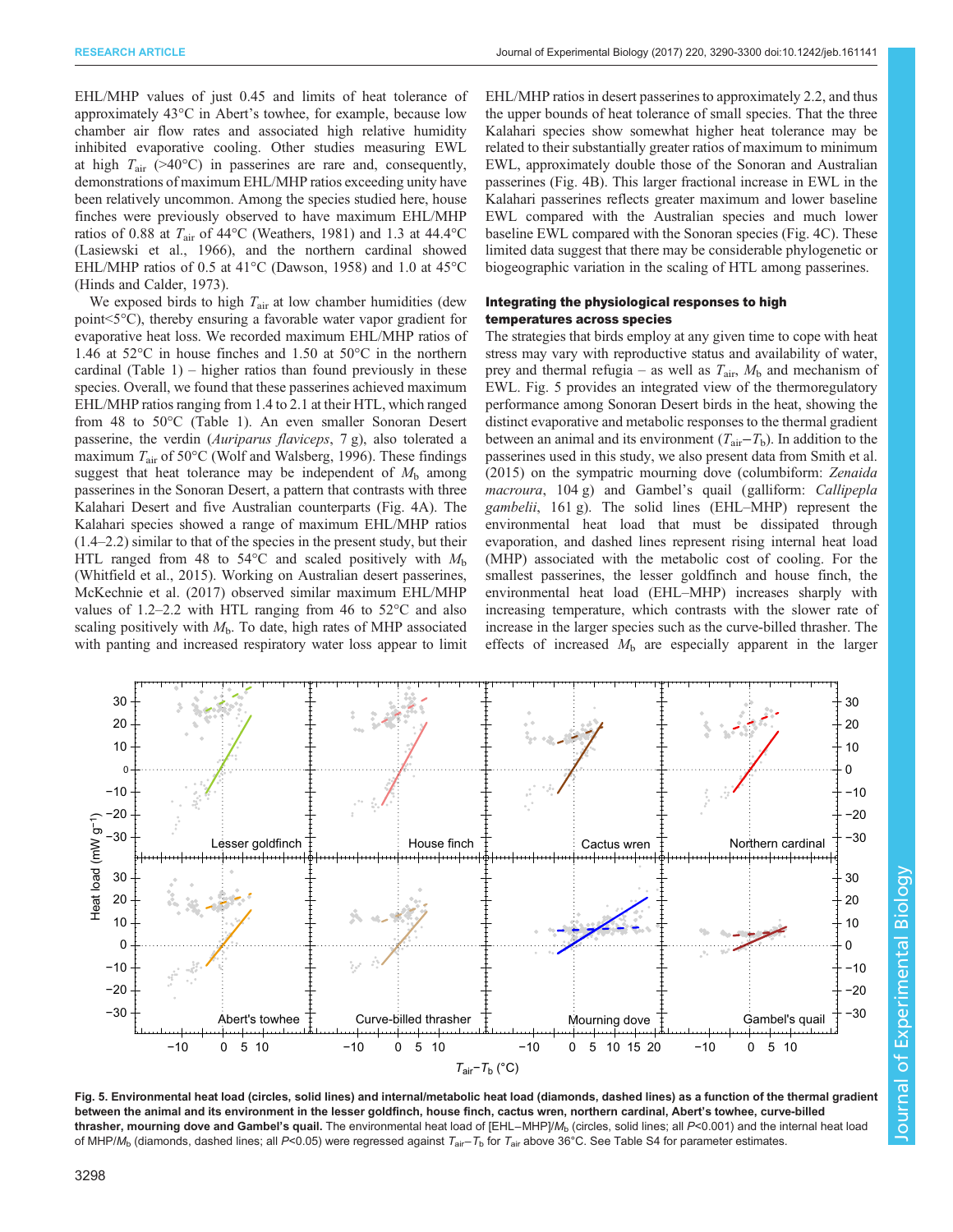EHL/MHP values of just 0.45 and limits of heat tolerance of approximately 43°C in Abert's towhee, for example, because low chamber air flow rates and associated high relative humidity inhibited evaporative cooling. Other studies measuring EWL at high $T_{air}$ (>40°C) in passerines are rare and, consequently, demonstrations of maximum EHL/MHP ratios exceeding unity have been relatively uncommon. Among the species studied here, house finches were previously observed to have maximum EHL/MHP ratios of 0.88 at $T_{air}$ of 44°C (Weathers, 1981) and 1.3 at 44.4°C (Lasiewski et al., 1966), and the northern cardinal showed EHL/MHP ratios of 0.5 at 41°C (Dawson, 1958) and 1.0 at 45°C (Hinds and Calder, 1973).

We exposed birds to high $T_{air}$ at low chamber humidities (dew point<5°C), thereby ensuring a favorable water vapor gradient for evaporative heat loss. We recorded maximum EHL/MHP ratios of 1.46 at 52°C in house finches and 1.50 at 50°C in the northern cardinal (Table 1) – higher ratios than found previously in these species. Overall, we found that these passerines achieved maximum EHL/MHP ratios ranging from 1.4 to 2.1 at their HTL, which ranged from 48 to 50°C (Table 1). An even smaller Sonoran Desert passerine, the verdin (*Auriparus flaviceps*, 7 g), also tolerated a maximum $T_{air}$ of 50°C (Wolf and Walsberg, 1996). These findings suggest that heat tolerance may be independent of $M_b$ among passerines in the Sonoran Desert, a pattern that contrasts with three Kalahari Desert and five Australian counterparts (Fig. 4A). The Kalahari species showed a range of maximum EHL/MHP ratios (1.4–2.2) similar to that of the species in the present study, but their HTL ranged from 48 to 54°C and scaled positively with $M_b$ (Whitfield et al., 2015). Working on Australian desert passerines, McKechnie et al. (2017) observed similar maximum EHL/MHP values of 1.2–2.2 with HTL ranging from 46 to 52°C and also scaling positively with $M_b$. To date, high rates of MHP associated with panting and increased respiratory water loss appear to limit EHL/MHP ratios in desert passerines to approximately 2.2, and thus the upper bounds of heat tolerance of small species. That the three Kalahari species show somewhat higher heat tolerance may be related to their substantially greater ratios of maximum to minimum EWL, approximately double those of the Sonoran and Australian passerines (Fig. 4B). This larger fractional increase in EWL in the Kalahari passerines reflects greater maximum and lower baseline EWL compared with the Australian species and much lower baseline EWL compared with the Sonoran species (Fig. 4C). These limited data suggest that there may be considerable phylogenetic or biogeographic variation in the scaling of HTL among passerines.

### Integrating the physiological responses to high temperatures across species

The strategies that birds employ at any given time to cope with heat stress may vary with reproductive status and availability of water, prey and thermal refugia – as well as $T_{air}$, $M_b$ and mechanism of EWL. Fig. 5 provides an integrated view of the thermoregulatory performance among Sonoran Desert birds in the heat, showing the distinct evaporative and metabolic responses to the thermal gradient between an animal and its environment ($T_{air}$–$T_b$). In addition to the passerines used in this study, we also present data from Smith et al. (2015) on the sympatric mourning dove (columbiform: *Zenaida macroura*, 104 g) and Gambel's quail (galliform: *Callipepla gambelii*, 161 g). The solid lines (EHL–MHP) represent the environmental heat load that must be dissipated through evaporation, and dashed lines represent rising internal heat load (MHP) associated with the metabolic cost of cooling. For the smallest passerines, the lesser goldfinch and house finch, the environmental heat load (EHL–MHP) increases sharply with increasing temperature, which contrasts with the slower rate of increase in the larger species such as the curve-billed thrasher. The effects of increased $M_b$ are especially apparent in the larger

**Fig. 5. Environmental heat load (circles, solid lines) and internal/metabolic heat load (diamonds, dashed lines) as a function of the thermal gradient between the animal and its environment in the lesser goldfinch, house finch, cactus wren, northern cardinal, Abert's towhee, curve-billed thrasher, mourning dove and Gambel's quail.** The environmental heat load of [EHL–MHP]/$M_b$ (circles, solid lines; all $P$<0.001) and the internal heat load of MHP/$M_b$ (diamonds, dashed lines; all $P$<0.05) were regressed against $T_{air}$–$T_b$ for $T_{air}$ above 36°C. See Table S4 for parameter estimates.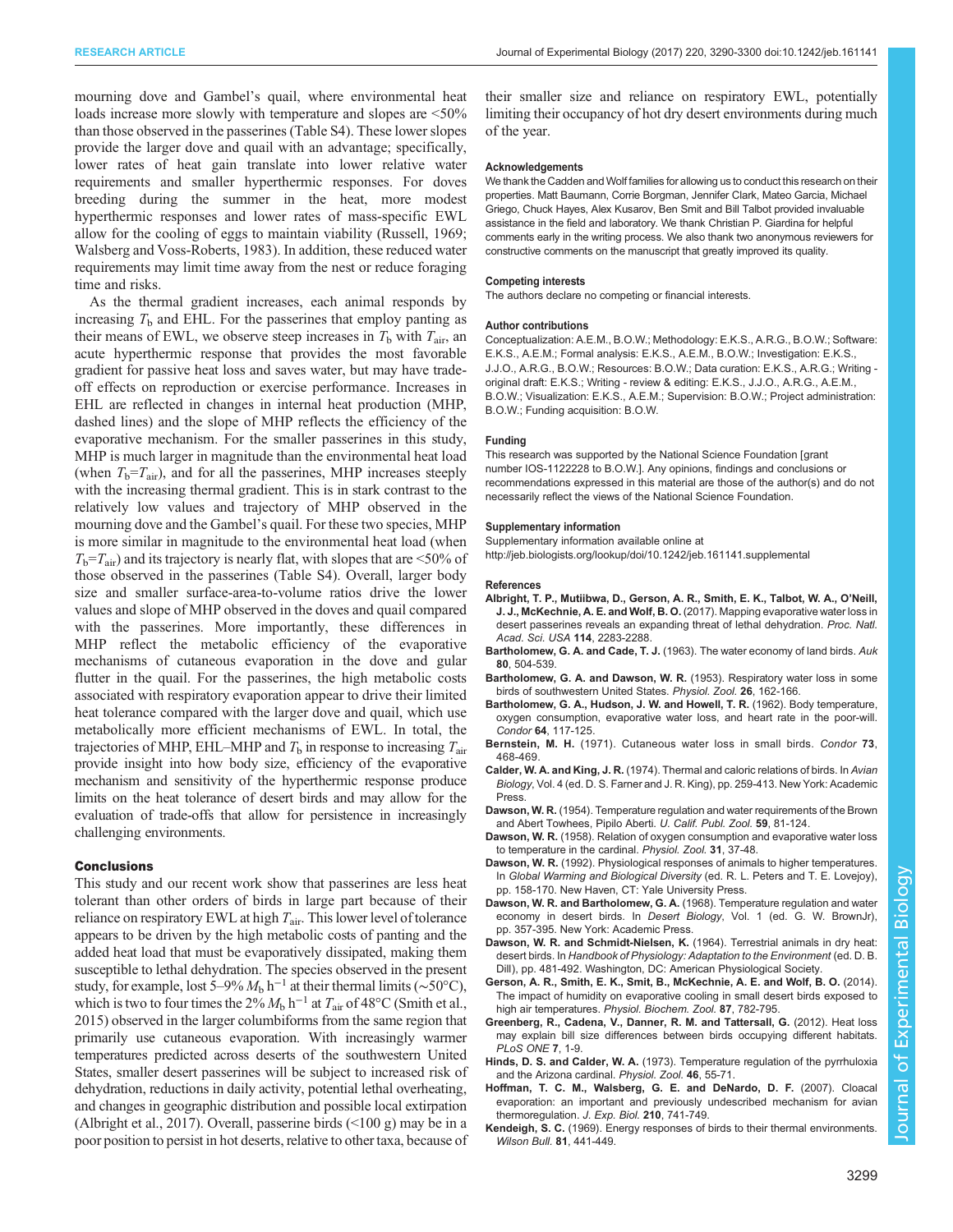mourning dove and Gambel's quail, where environmental heat loads increase more slowly with temperature and slopes are <50% than those observed in the passerines (Table S4). These lower slopes provide the larger dove and quail with an advantage; specifically, lower rates of heat gain translate into lower relative water requirements and smaller hyperthermic responses. For doves breeding during the summer in the heat, more modest hyperthermic responses and lower rates of mass-specific EWL allow for the cooling of eggs to maintain viability (Russell, 1969; Walsberg and Voss-Roberts, 1983). In addition, these reduced water requirements may limit time away from the nest or reduce foraging time and risks.

As the thermal gradient increases, each animal responds by increasing $T_b$ and EHL. For the passerines that employ panting as their means of EWL, we observe steep increases in $T_b$ with $T_{air}$, an acute hyperthermic response that provides the most favorable gradient for passive heat loss and saves water, but may have trade-off effects on reproduction or exercise performance. Increases in EHL are reflected in changes in internal heat production (MHP, dashed lines) and the slope of MHP reflects the efficiency of the evaporative mechanism. For the smaller passerines in this study, MHP is much larger in magnitude than the environmental heat load (when $T_b$=$T_{air}$), and for all the passerines, MHP increases steeply with the increasing thermal gradient. This is in stark contrast to the relatively low values and trajectory of MHP observed in the mourning dove and the Gambel's quail. For these two species, MHP is more similar in magnitude to the environmental heat load (when $T_b$=$T_{air}$) and its trajectory is nearly flat, with slopes that are <50% of those observed in the passerines (Table S4). Overall, larger body size and smaller surface-area-to-volume ratios drive the lower values and slope of MHP observed in the doves and quail compared with the passerines. More importantly, these differences in MHP reflect the metabolic efficiency of the evaporative mechanisms of cutaneous evaporation in the dove and gular flutter in the quail. For the passerines, the high metabolic costs associated with respiratory evaporation appear to drive their limited heat tolerance compared with the larger dove and quail, which use metabolically more efficient mechanisms of EWL. In total, the trajectories of MHP, EHL–MHP and $T_b$ in response to increasing $T_{air}$ provide insight into how body size, efficiency of the evaporative mechanism and sensitivity of the hyperthermic response produce limits on the heat tolerance of desert birds and may allow for the evaluation of trade-offs that allow for persistence in increasingly challenging environments.

## Conclusions

This study and our recent work show that passerines are less heat tolerant than other orders of birds in large part because of their reliance on respiratory EWL at high $T_{air}$. This lower level of tolerance appears to be driven by the high metabolic costs of panting and the added heat load that must be evaporatively dissipated, making them susceptible to lethal dehydration. The species observed in the present study, for example, lost 5–9% $M_b$ $h^{-1}$ at their thermal limits (~50°C), which is two to four times the 2% $M_b$ $h^{-1}$ at $T_{air}$ of 48°C (Smith et al., 2015) observed in the larger columbiforms from the same region that primarily use cutaneous evaporation. With increasingly warmer temperatures predicted across deserts of the southwestern United States, smaller desert passerines will be subject to increased risk of dehydration, reductions in daily activity, potential lethal overheating, and changes in geographic distribution and possible local extirpation (Albright et al., 2017). Overall, passerine birds (<100 g) may be in a poor position to persist in hot deserts, relative to other taxa, because of their smaller size and reliance on respiratory EWL, potentially limiting their occupancy of hot dry desert environments during much of the year.

#### Acknowledgements

We thank the Cadden and Wolf families for allowing us to conduct this research on their properties. Matt Baumann, Corrie Borgman, Jennifer Clark, Mateo Garcia, Michael Griego, Chuck Hayes, Alex Kusarov, Ben Smit and Bill Talbot provided invaluable assistance in the field and laboratory. We thank Christian P. Giardina for helpful comments early in the writing process. We also thank two anonymous reviewers for constructive comments on the manuscript that greatly improved its quality.

#### Competing interests

The authors declare no competing or financial interests.

#### Author contributions

Conceptualization: A.E.M., B.O.W.; Methodology: E.K.S., A.R.G., B.O.W.; Software: E.K.S., A.E.M.; Formal analysis: E.K.S., A.E.M., B.O.W.; Investigation: E.K.S., J.J.O., A.R.G., B.O.W.; Resources: B.O.W.; Data curation: E.K.S., A.R.G.; Writing - original draft: E.K.S.; Writing - review & editing: E.K.S., J.J.O., A.R.G., A.E.M., B.O.W.; Visualization: E.K.S., A.E.M.; Supervision: B.O.W.; Project administration: B.O.W.; Funding acquisition: B.O.W.

#### Funding

This research was supported by the National Science Foundation [grant number IOS-1122228 to B.O.W.]. Any opinions, findings and conclusions or recommendations expressed in this material are those of the author(s) and do not necessarily reflect the views of the National Science Foundation.

#### Supplementary information

Supplementary information available online at http://jeb.biologists.org/lookup/doi/10.1242/jeb.161141.supplemental

#### References

**Albright, T. P., Mutiibwa, D., Gerson, A. R., Smith, E. K., Talbot, W. A., O'Neill, J. J., McKechnie, A. E. and Wolf, B. O.** (2017). Mapping evaporative water loss in desert passerines reveals an expanding threat of lethal dehydration. *Proc. Natl. Acad. Sci. USA* **114**, 2283-2288.

**Bartholomew, G. A. and Cade, T. J.** (1963). The water economy of land birds. *Auk* **80**, 504-539.

**Bartholomew, G. A. and Dawson, W. R.** (1953). Respiratory water loss in some birds of southwestern United States. *Physiol. Zool.* **26**, 162-166.

**Bartholomew, G. A., Hudson, J. W. and Howell, T. R.** (1962). Body temperature, oxygen consumption, evaporative water loss, and heart rate in the poor-will. *Condor* **64**, 117-125.

**Bernstein, M. H.** (1971). Cutaneous water loss in small birds. *Condor* **73**, 468-469.

**Calder, W. A. and King, J. R.** (1974). Thermal and caloric relations of birds. In *Avian Biology*, Vol. 4 (ed. D. S. Farner and J. R. King), pp. 259-413. New York: Academic Press.

**Dawson, W. R.** (1954). Temperature regulation and water requirements of the Brown and Abert Towhees, Pipilo Aberti. *U. Calif. Publ. Zool.* **59**, 81-124.

**Dawson, W. R.** (1958). Relation of oxygen consumption and evaporative water loss to temperature in the cardinal. *Physiol. Zool.* **31**, 37-48.

**Dawson, W. R.** (1992). Physiological responses of animals to higher temperatures. In *Global Warming and Biological Diversity* (ed. R. L. Peters and T. E. Lovejoy), pp. 158-170. New Haven, CT: Yale University Press.

**Dawson, W. R. and Bartholomew, G. A.** (1968). Temperature regulation and water economy in desert birds. In *Desert Biology*, Vol. 1 (ed. G. W. BrownJr), pp. 357-395. New York: Academic Press.

**Dawson, W. R. and Schmidt-Nielsen, K.** (1964). Terrestrial animals in dry heat: desert birds. In *Handbook of Physiology: Adaptation to the Environment* (ed. D. B. Dill), pp. 481-492. Washington, DC: American Physiological Society.

**Gerson, A. R., Smith, E. K., Smit, B., McKechnie, A. E. and Wolf, B. O.** (2014). The impact of humidity on evaporative cooling in small desert birds exposed to high air temperatures. *Physiol. Biochem. Zool.* **87**, 782-795.

**Greenberg, R., Cadena, V., Danner, R. M. and Tattersall, G.** (2012). Heat loss may explain bill size differences between birds occupying different habitats. *PLoS ONE* **7**, 1-9.

**Hinds, D. S. and Calder, W. A.** (1973). Temperature regulation of the pyrrhuloxia and the Arizona cardinal. *Physiol. Zool.* **46**, 55-71.

**Hoffman, T. C. M., Walsberg, G. E. and DeNardo, D. F.** (2007). Cloacal evaporation: an important and previously undescribed mechanism for avian thermoregulation. *J. Exp. Biol.* **210**, 741-749.

**Kendeigh, S. C.** (1969). Energy responses of birds to their thermal environments. *Wilson Bull.* **81**, 441-449.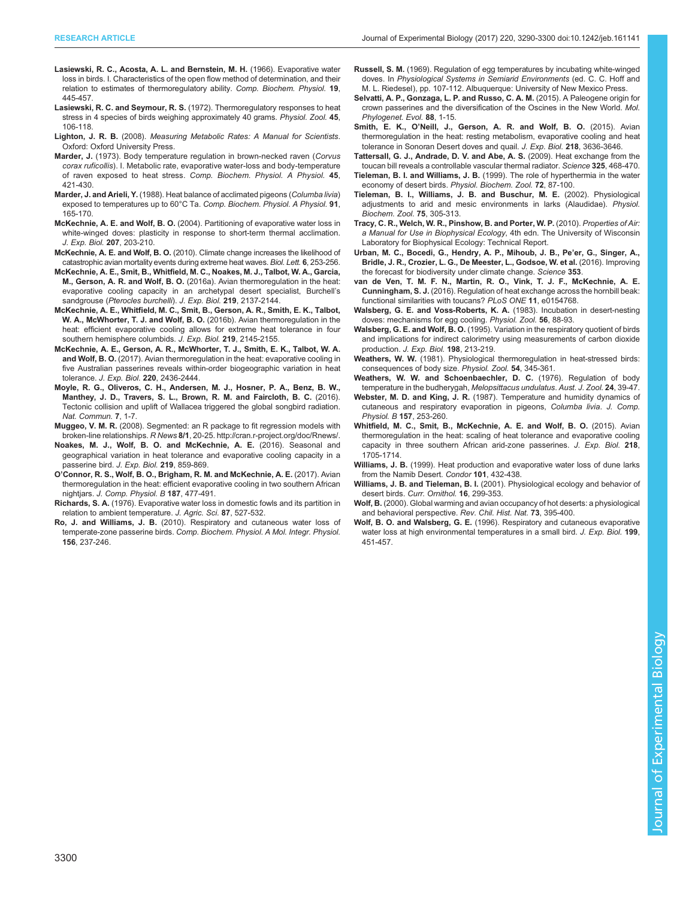**Lasiewski, R. C., Acosta, A. L. and Bernstein, M. H.** (1966). Evaporative water loss in birds. I. Characteristics of the open flow method of determination, and their relation to estimates of thermoregulatory ability. *Comp. Biochem. Physiol.* **19**, 445-457.

**Lasiewski, R. C. and Seymour, R. S.** (1972). Thermoregulatory responses to heat stress in 4 species of birds weighing approximately 40 grams. *Physiol. Zool.* **45**, 106-118.

**Lighton, J. R. B.** (2008). *Measuring Metabolic Rates: A Manual for Scientists*. Oxford: Oxford University Press.

**Marder, J.** (1973). Body temperature regulation in brown-necked raven (*Corvus corax ruficollis*). I. Metabolic rate, evaporative water-loss and body-temperature of raven exposed to heat stress. *Comp. Biochem. Physiol. A Physiol.* **45**, 421-430.

**Marder, J. and Arieli, Y.** (1988). Heat balance of acclimated pigeons (*Columba livia*) exposed to temperatures up to 60°C Ta. *Comp. Biochem. Physiol. A Physiol.* **91**, 165-170.

**McKechnie, A. E. and Wolf, B. O.** (2004). Partitioning of evaporative water loss in white-winged doves: plasticity in response to short-term thermal acclimation. *J. Exp. Biol.* **207**, 203-210.

**McKechnie, A. E. and Wolf, B. O.** (2010). Climate change increases the likelihood of catastrophic avian mortality events during extreme heat waves. *Biol. Lett.* **6**, 253-256.

**McKechnie, A. E., Smit, B., Whitfield, M. C., Noakes, M. J., Talbot, W. A., Garcia, M., Gerson, A. R. and Wolf, B. O.** (2016a). Avian thermoregulation in the heat: evaporative cooling capacity in an archetypal desert specialist, Burchell's sandgrouse (*Pterocles burchelli*). *J. Exp. Biol.* **219**, 2137-2144.

**McKechnie, A. E., Whitfield, M. C., Smit, B., Gerson, A. R., Smith, E. K., Talbot, W. A., McWhorter, T. J. and Wolf, B. O.** (2016b). Avian thermoregulation in the heat: efficient evaporative cooling allows for extreme heat tolerance in four southern hemisphere columbids. *J. Exp. Biol.* **219**, 2145-2155.

**McKechnie, A. E., Gerson, A. R., McWhorter, T. J., Smith, E. K., Talbot, W. A. and Wolf, B. O.** (2017). Avian thermoregulation in the heat: evaporative cooling in five Australian passerines reveals within-order biogeographic variation in heat tolerance. *J. Exp. Biol.* **220**, 2436-2444.

**Moyle, R. G., Oliveros, C. H., Andersen, M. J., Hosner, P. A., Benz, B. W., Manthey, J. D., Travers, S. L., Brown, R. M. and Faircloth, B. C.** (2016). Tectonic collision and uplift of Wallacea triggered the global songbird radiation. *Nat. Commun.* **7**, 1-7.

**Muggeo, V. M. R.** (2008). Segmented: an R package to fit regression models with broken-line relationships. *R News* **8/1**, 20-25. http://cran.r-project.org/doc/Rnews/.

**Noakes, M. J., Wolf, B. O. and McKechnie, A. E.** (2016). Seasonal and geographical variation in heat tolerance and evaporative cooling capacity in a passerine bird. *J. Exp. Biol.* **219**, 859-869.

**O'Connor, R. S., Wolf, B. O., Brigham, R. M. and McKechnie, A. E.** (2017). Avian thermoregulation in the heat: efficient evaporative cooling in two southern African nightjars. *J. Comp. Physiol. B* **187**, 477-491.

**Richards, S. A.** (1976). Evaporative water loss in domestic fowls and its partition in relation to ambient temperature. *J. Agric. Sci.* **87**, 527-532.

**Ro, J. and Williams, J. B.** (2010). Respiratory and cutaneous water loss of temperate-zone passerine birds. *Comp. Biochem. Physiol. A Mol. Integr. Physiol.* **156**, 237-246.

**Russell, S. M.** (1969). Regulation of egg temperatures by incubating white-winged doves. In *Physiological Systems in Semiarid Environments* (ed. C. C. Hoff and M. L. Riedesel), pp. 107-112. Albuquerque: University of New Mexico Press.

**Selvatti, A. P., Gonzaga, L. P. and Russo, C. A. M.** (2015). A Paleogene origin for crown passerines and the diversification of the Oscines in the New World. *Mol. Phylogenet. Evol.* **88**, 1-15.

**Smith, E. K., O'Neill, J., Gerson, A. R. and Wolf, B. O.** (2015). Avian thermoregulation in the heat: resting metabolism, evaporative cooling and heat tolerance in Sonoran Desert doves and quail. *J. Exp. Biol.* **218**, 3636-3646.

**Tattersall, G. J., Andrade, D. V. and Abe, A. S.** (2009). Heat exchange from the toucan bill reveals a controllable vascular thermal radiator. *Science* **325**, 468-470.

**Tieleman, B. I. and Williams, J. B.** (1999). The role of hyperthermia in the water economy of desert birds. *Physiol. Biochem. Zool.* **72**, 87-100.

**Tieleman, B. I., Williams, J. B. and Buschur, M. E.** (2002). Physiological adjustments to arid and mesic environments in larks (Alaudidae). *Physiol. Biochem. Zool.* **75**, 305-313.

**Tracy, C. R., Welch, W. R., Pinshow, B. and Porter, W. P.** (2010). *Properties of Air: a Manual for Use in Biophysical Ecology*, 4th edn. The University of Wisconsin Laboratory for Biophysical Ecology: Technical Report.

**Urban, M. C., Bocedi, G., Hendry, A. P., Mihoub, J. B., Pe'er, G., Singer, A., Bridle, J. R., Crozier, L. G., De Meester, L., Godsoe, W. et al.** (2016). Improving the forecast for biodiversity under climate change. *Science* **353**.

**van de Ven, T. M. F. N., Martin, R. O., Vink, T. J. F., McKechnie, A. E. Cunningham, S. J.** (2016). Regulation of heat exchange across the hornbill beak: functional similarities with toucans? *PLoS ONE* **11**, e0154768.

**Walsberg, G. E. and Voss-Roberts, K. A.** (1983). Incubation in desert-nesting doves: mechanisms for egg cooling. *Physiol. Zool.* **56**, 88-93.

**Walsberg, G. E. and Wolf, B. O.** (1995). Variation in the respiratory quotient of birds and implications for indirect calorimetry using measurements of carbon dioxide production. *J. Exp. Biol.* **198**, 213-219.

**Weathers, W. W.** (1981). Physiological thermoregulation in heat-stressed birds: consequences of body size. *Physiol. Zool.* **54**, 345-361.

**Weathers, W. W. and Schoenbaechler, D. C.** (1976). Regulation of body temperature in the budherygah, *Melopsittacus undulatus*. *Aust. J. Zool.* **24**, 39-47.

**Webster, M. D. and King, J. R.** (1987). Temperature and humidity dynamics of cutaneous and respiratory evaporation in pigeons, *Columba livia*. *J. Comp. Physiol. B* **157**, 253-260.

**Whitfield, M. C., Smit, B., McKechnie, A. E. and Wolf, B. O.** (2015). Avian thermoregulation in the heat: scaling of heat tolerance and evaporative cooling capacity in three southern African arid-zone passerines. *J. Exp. Biol.* **218**, 1705-1714.

**Williams, J. B.** (1999). Heat production and evaporative water loss of dune larks from the Namib Desert. *Condor* **101**, 432-438.

**Williams, J. B. and Tieleman, B. I.** (2001). Physiological ecology and behavior of desert birds. *Curr. Ornithol.* **16**, 299-353.

**Wolf, B.** (2000). Global warming and avian occupancy of hot deserts: a physiological and behavioral perspective. *Rev. Chil. Hist. Nat.* **73**, 395-400.

**Wolf, B. O. and Walsberg, G. E.** (1996). Respiratory and cutaneous evaporative water loss at high environmental temperatures in a small bird. *J. Exp. Biol.* **199**, 451-457.